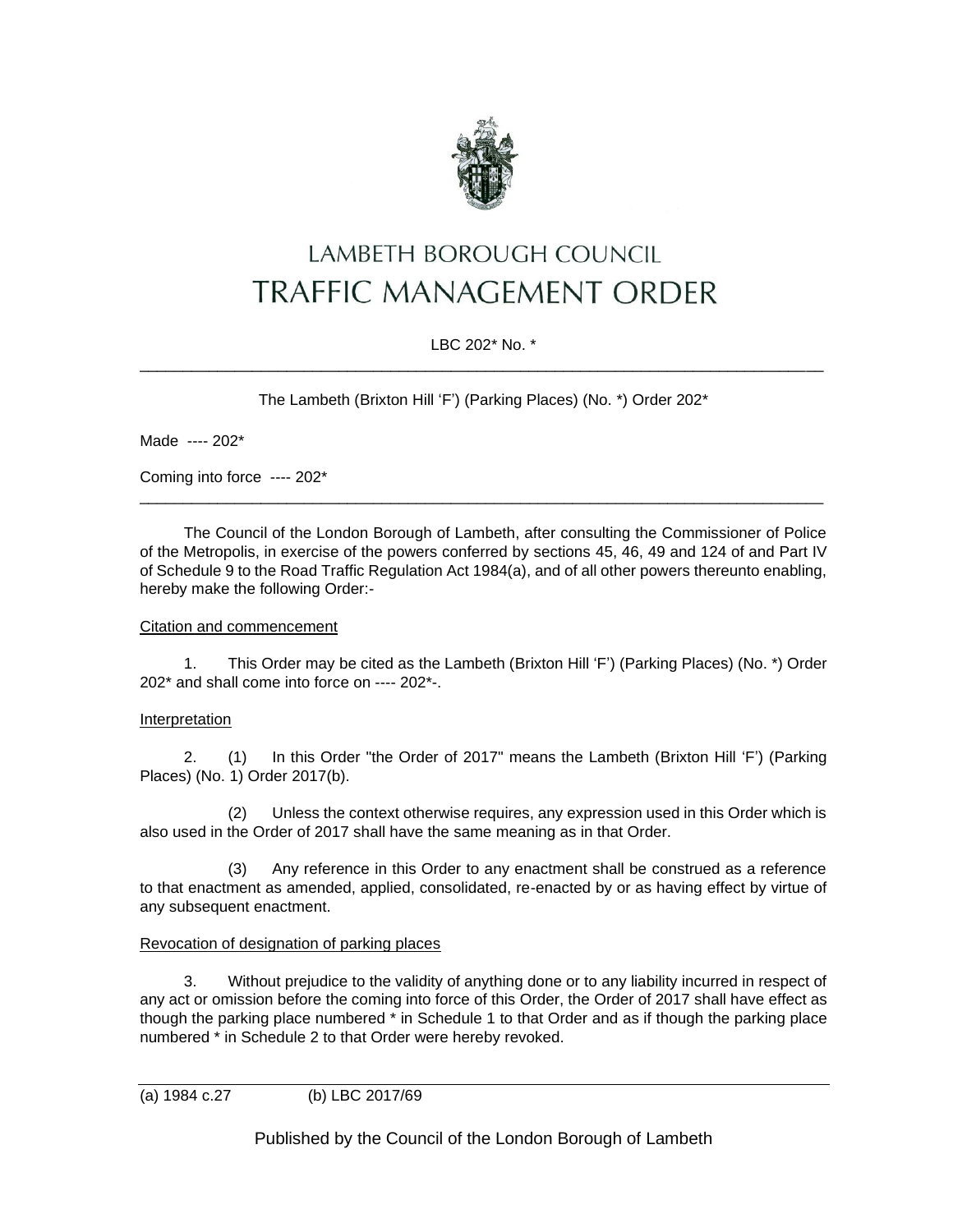# LAMBETH BOROUGH COUNCIL
# TRAFFIC MANAGEMENT ORDER

LBC 202* No. *

---

The Lambeth (Brixton Hill 'F') (Parking Places) (No. *) Order 202*

Made ---- 202*

Coming into force ---- 202*

---

The Council of the London Borough of Lambeth, after consulting the Commissioner of Police of the Metropolis, in exercise of the powers conferred by sections 45, 46, 49 and 124 of and Part IV of Schedule 9 to the Road Traffic Regulation Act 1984(a), and of all other powers thereunto enabling, hereby make the following Order:-

Citation and commencement

1. This Order may be cited as the Lambeth (Brixton Hill 'F') (Parking Places) (No. *) Order 202* and shall come into force on ---- 202*-.

Interpretation

2. (1) In this Order "the Order of 2017" means the Lambeth (Brixton Hill 'F') (Parking Places) (No. 1) Order 2017(b).

(2) Unless the context otherwise requires, any expression used in this Order which is also used in the Order of 2017 shall have the same meaning as in that Order.

(3) Any reference in this Order to any enactment shall be construed as a reference to that enactment as amended, applied, consolidated, re-enacted by or as having effect by virtue of any subsequent enactment.

Revocation of designation of parking places

3. Without prejudice to the validity of anything done or to any liability incurred in respect of any act or omission before the coming into force of this Order, the Order of 2017 shall have effect as though the parking place numbered * in Schedule 1 to that Order and as if though the parking place numbered * in Schedule 2 to that Order were hereby revoked.

---

(a) 1984 c.27 (b) LBC 2017/69

Published by the Council of the London Borough of Lambeth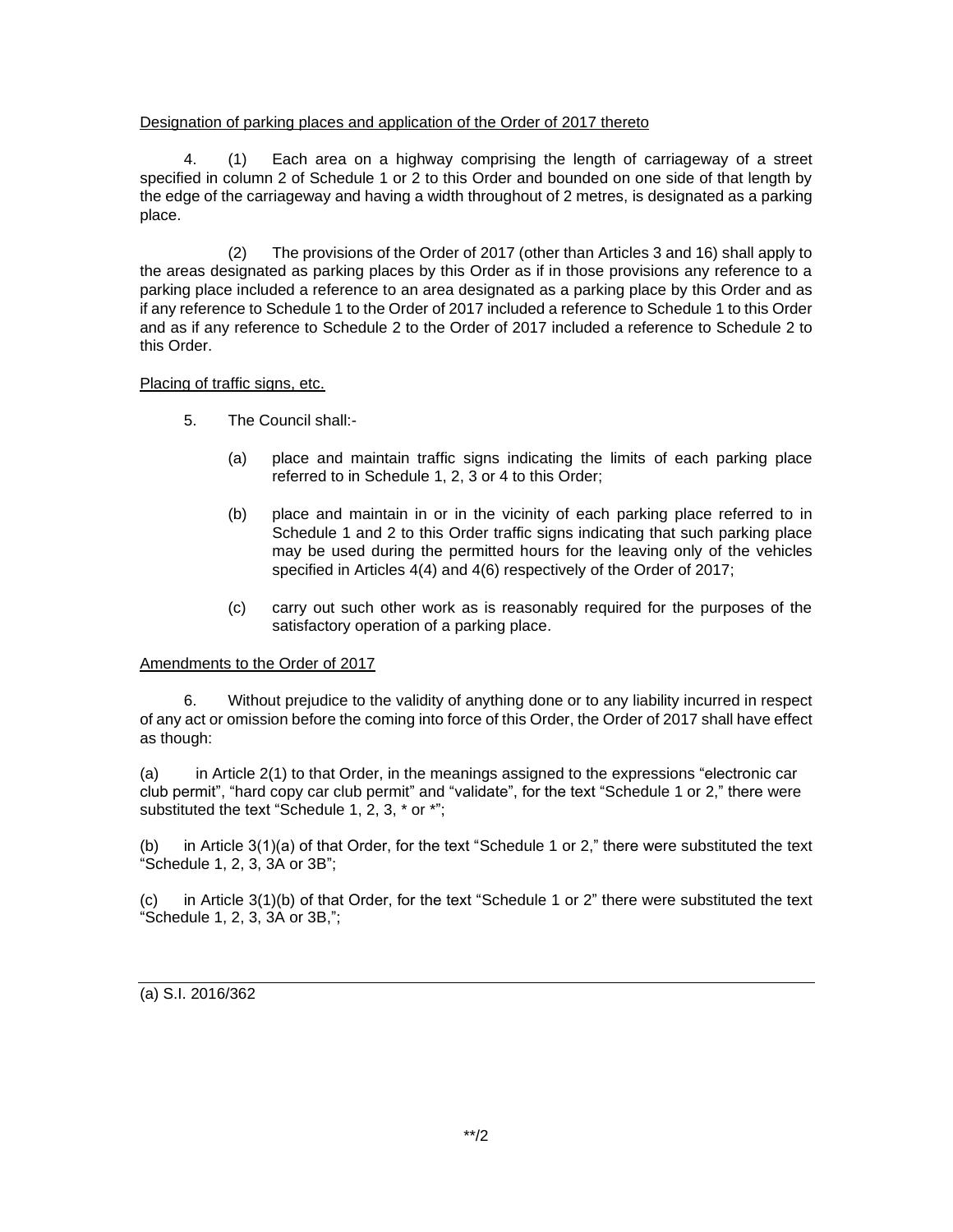Designation of parking places and application of the Order of 2017 thereto

4. (1) Each area on a highway comprising the length of carriageway of a street specified in column 2 of Schedule 1 or 2 to this Order and bounded on one side of that length by the edge of the carriageway and having a width throughout of 2 metres, is designated as a parking place.

(2) The provisions of the Order of 2017 (other than Articles 3 and 16) shall apply to the areas designated as parking places by this Order as if in those provisions any reference to a parking place included a reference to an area designated as a parking place by this Order and as if any reference to Schedule 1 to the Order of 2017 included a reference to Schedule 1 to this Order and as if any reference to Schedule 2 to the Order of 2017 included a reference to Schedule 2 to this Order.

Placing of traffic signs, etc.

5. The Council shall:-

(a) place and maintain traffic signs indicating the limits of each parking place referred to in Schedule 1, 2, 3 or 4 to this Order;

(b) place and maintain in or in the vicinity of each parking place referred to in Schedule 1 and 2 to this Order traffic signs indicating that such parking place may be used during the permitted hours for the leaving only of the vehicles specified in Articles 4(4) and 4(6) respectively of the Order of 2017;

(c) carry out such other work as is reasonably required for the purposes of the satisfactory operation of a parking place.

Amendments to the Order of 2017

6. Without prejudice to the validity of anything done or to any liability incurred in respect of any act or omission before the coming into force of this Order, the Order of 2017 shall have effect as though:

(a) in Article 2(1) to that Order, in the meanings assigned to the expressions “electronic car club permit”, “hard copy car club permit” and “validate”, for the text “Schedule 1 or 2,” there were substituted the text “Schedule 1, 2, 3, * or *”;

(b) in Article 3(1)(a) of that Order, for the text “Schedule 1 or 2,” there were substituted the text “Schedule 1, 2, 3, 3A or 3B”;

(c) in Article 3(1)(b) of that Order, for the text “Schedule 1 or 2” there were substituted the text “Schedule 1, 2, 3, 3A or 3B,”;

---

(a) S.I. 2016/362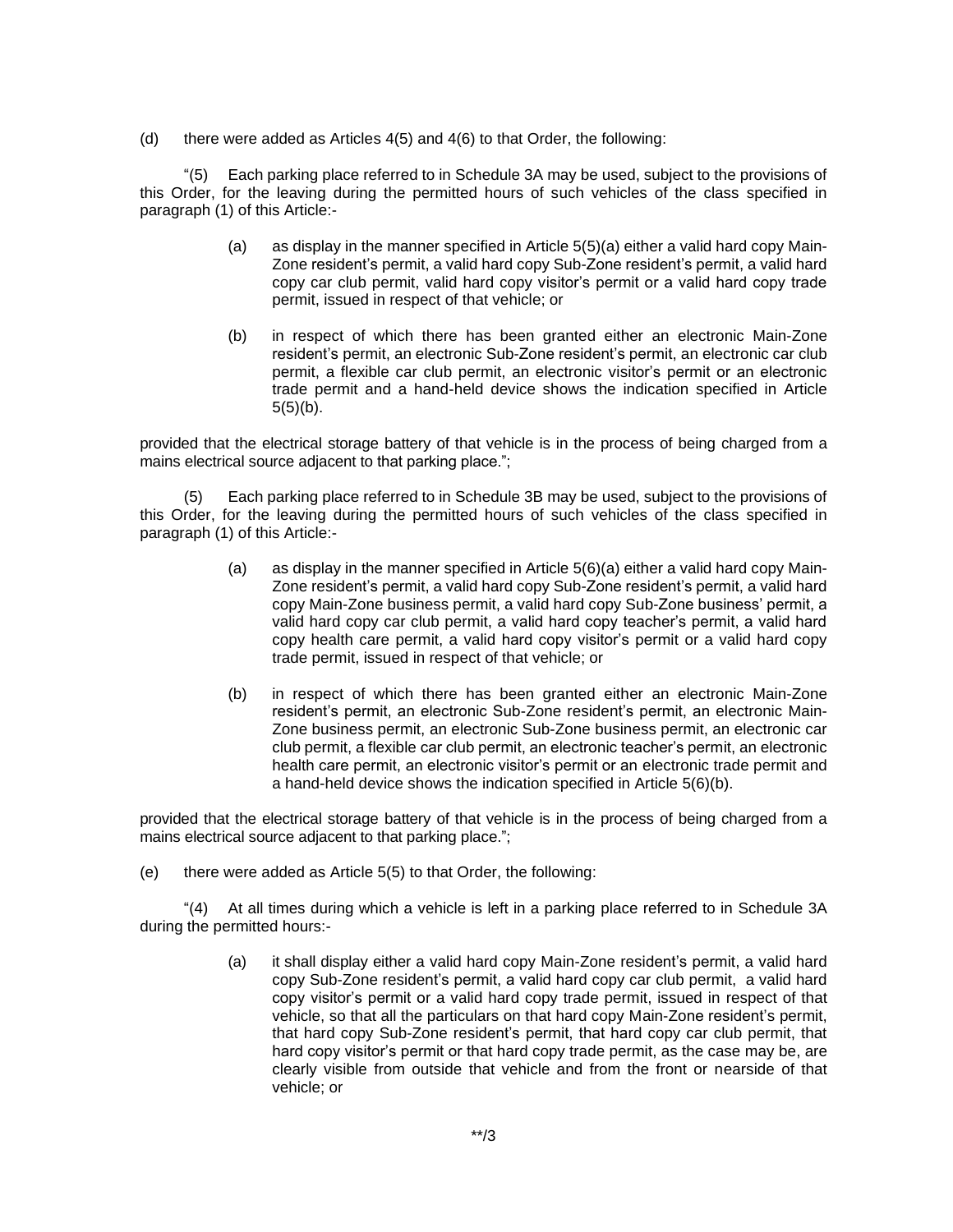(d) there were added as Articles 4(5) and 4(6) to that Order, the following:

"(5) Each parking place referred to in Schedule 3A may be used, subject to the provisions of this Order, for the leaving during the permitted hours of such vehicles of the class specified in paragraph (1) of this Article:-

> (a) as display in the manner specified in Article 5(5)(a) either a valid hard copy Main-Zone resident's permit, a valid hard copy Sub-Zone resident's permit, a valid hard copy car club permit, valid hard copy visitor's permit or a valid hard copy trade permit, issued in respect of that vehicle; or
>
> (b) in respect of which there has been granted either an electronic Main-Zone resident's permit, an electronic Sub-Zone resident's permit, an electronic car club permit, a flexible car club permit, an electronic visitor's permit or an electronic trade permit and a hand-held device shows the indication specified in Article 5(5)(b).

provided that the electrical storage battery of that vehicle is in the process of being charged from a mains electrical source adjacent to that parking place.";

(5) Each parking place referred to in Schedule 3B may be used, subject to the provisions of this Order, for the leaving during the permitted hours of such vehicles of the class specified in paragraph (1) of this Article:-

> (a) as display in the manner specified in Article 5(6)(a) either a valid hard copy Main-Zone resident's permit, a valid hard copy Sub-Zone resident's permit, a valid hard copy Main-Zone business permit, a valid hard copy Sub-Zone business' permit, a valid hard copy car club permit, a valid hard copy teacher's permit, a valid hard copy health care permit, a valid hard copy visitor's permit or a valid hard copy trade permit, issued in respect of that vehicle; or
>
> (b) in respect of which there has been granted either an electronic Main-Zone resident's permit, an electronic Sub-Zone resident's permit, an electronic Main-Zone business permit, an electronic Sub-Zone business permit, an electronic car club permit, a flexible car club permit, an electronic teacher's permit, an electronic health care permit, an electronic visitor's permit or an electronic trade permit and a hand-held device shows the indication specified in Article 5(6)(b).

provided that the electrical storage battery of that vehicle is in the process of being charged from a mains electrical source adjacent to that parking place.";

(e) there were added as Article 5(5) to that Order, the following:

"(4) At all times during which a vehicle is left in a parking place referred to in Schedule 3A during the permitted hours:-

> (a) it shall display either a valid hard copy Main-Zone resident's permit, a valid hard copy Sub-Zone resident's permit, a valid hard copy car club permit, a valid hard copy visitor's permit or a valid hard copy trade permit, issued in respect of that vehicle, so that all the particulars on that hard copy Main-Zone resident's permit, that hard copy Sub-Zone resident's permit, that hard copy car club permit, that hard copy visitor's permit or that hard copy trade permit, as the case may be, are clearly visible from outside that vehicle and from the front or nearside of that vehicle; or

\*\*/3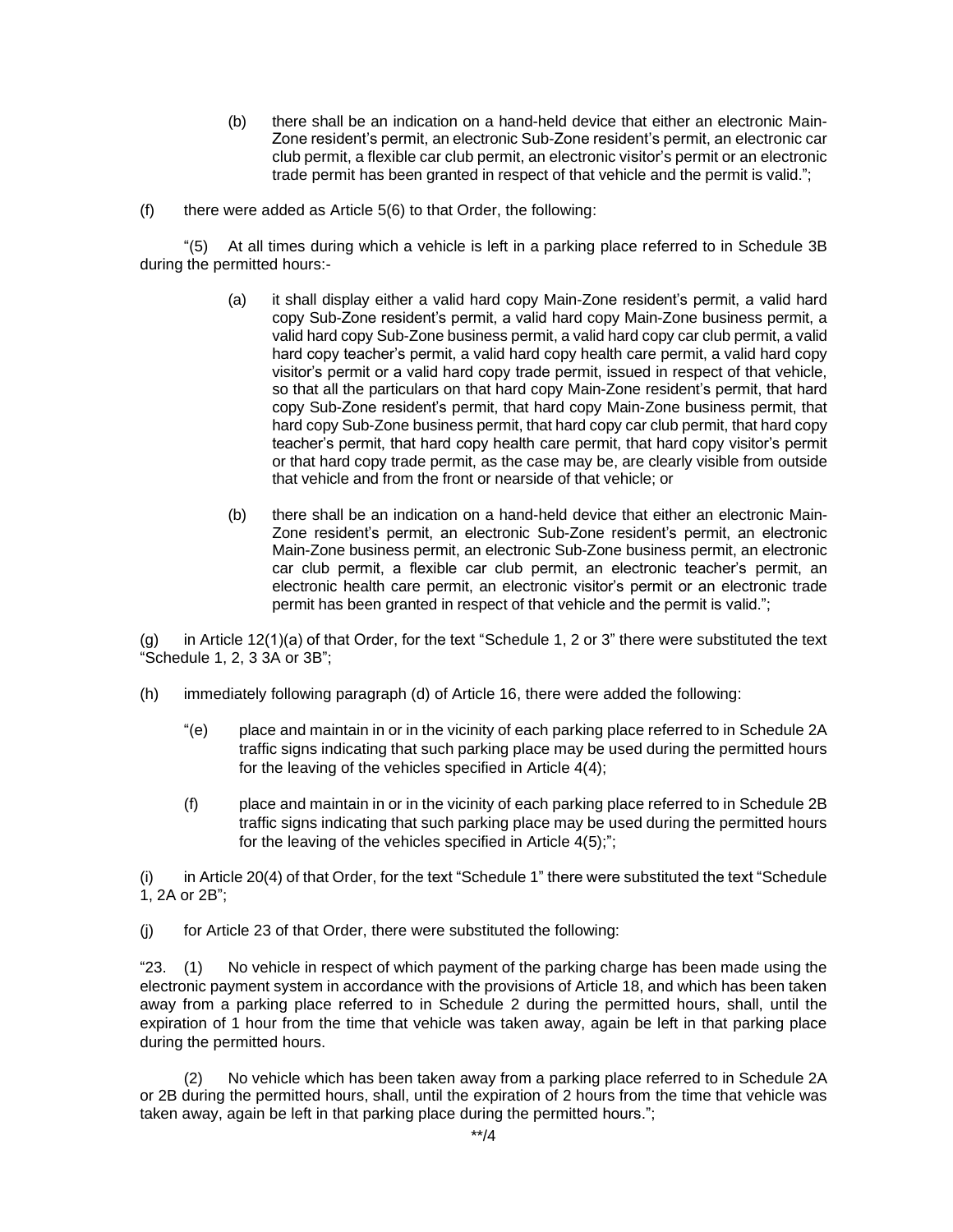(b) there shall be an indication on a hand-held device that either an electronic Main-Zone resident's permit, an electronic Sub-Zone resident's permit, an electronic car club permit, a flexible car club permit, an electronic visitor's permit or an electronic trade permit has been granted in respect of that vehicle and the permit is valid.";

(f) there were added as Article 5(6) to that Order, the following:

"(5) At all times during which a vehicle is left in a parking place referred to in Schedule 3B during the permitted hours:-

(a) it shall display either a valid hard copy Main-Zone resident's permit, a valid hard copy Sub-Zone resident's permit, a valid hard copy Main-Zone business permit, a valid hard copy Sub-Zone business permit, a valid hard copy car club permit, a valid hard copy teacher's permit, a valid hard copy health care permit, a valid hard copy visitor's permit or a valid hard copy trade permit, issued in respect of that vehicle, so that all the particulars on that hard copy Main-Zone resident's permit, that hard copy Sub-Zone resident's permit, that hard copy Main-Zone business permit, that hard copy Sub-Zone business permit, that hard copy car club permit, that hard copy teacher's permit, that hard copy health care permit, that hard copy visitor's permit or that hard copy trade permit, as the case may be, are clearly visible from outside that vehicle and from the front or nearside of that vehicle; or

(b) there shall be an indication on a hand-held device that either an electronic Main-Zone resident's permit, an electronic Sub-Zone resident's permit, an electronic Main-Zone business permit, an electronic Sub-Zone business permit, an electronic car club permit, a flexible car club permit, an electronic teacher's permit, an electronic health care permit, an electronic visitor's permit or an electronic trade permit has been granted in respect of that vehicle and the permit is valid.";

(g) in Article 12(1)(a) of that Order, for the text "Schedule 1, 2 or 3" there were substituted the text "Schedule 1, 2, 3 3A or 3B";

(h) immediately following paragraph (d) of Article 16, there were added the following:

"(e) place and maintain in or in the vicinity of each parking place referred to in Schedule 2A traffic signs indicating that such parking place may be used during the permitted hours for the leaving of the vehicles specified in Article 4(4);

(f) place and maintain in or in the vicinity of each parking place referred to in Schedule 2B traffic signs indicating that such parking place may be used during the permitted hours for the leaving of the vehicles specified in Article 4(5);";

(i) in Article 20(4) of that Order, for the text "Schedule 1" there were substituted the text "Schedule 1, 2A or 2B";

(j) for Article 23 of that Order, there were substituted the following:

"23. (1) No vehicle in respect of which payment of the parking charge has been made using the electronic payment system in accordance with the provisions of Article 18, and which has been taken away from a parking place referred to in Schedule 2 during the permitted hours, shall, until the expiration of 1 hour from the time that vehicle was taken away, again be left in that parking place during the permitted hours.

(2) No vehicle which has been taken away from a parking place referred to in Schedule 2A or 2B during the permitted hours, shall, until the expiration of 2 hours from the time that vehicle was taken away, again be left in that parking place during the permitted hours.";

**/4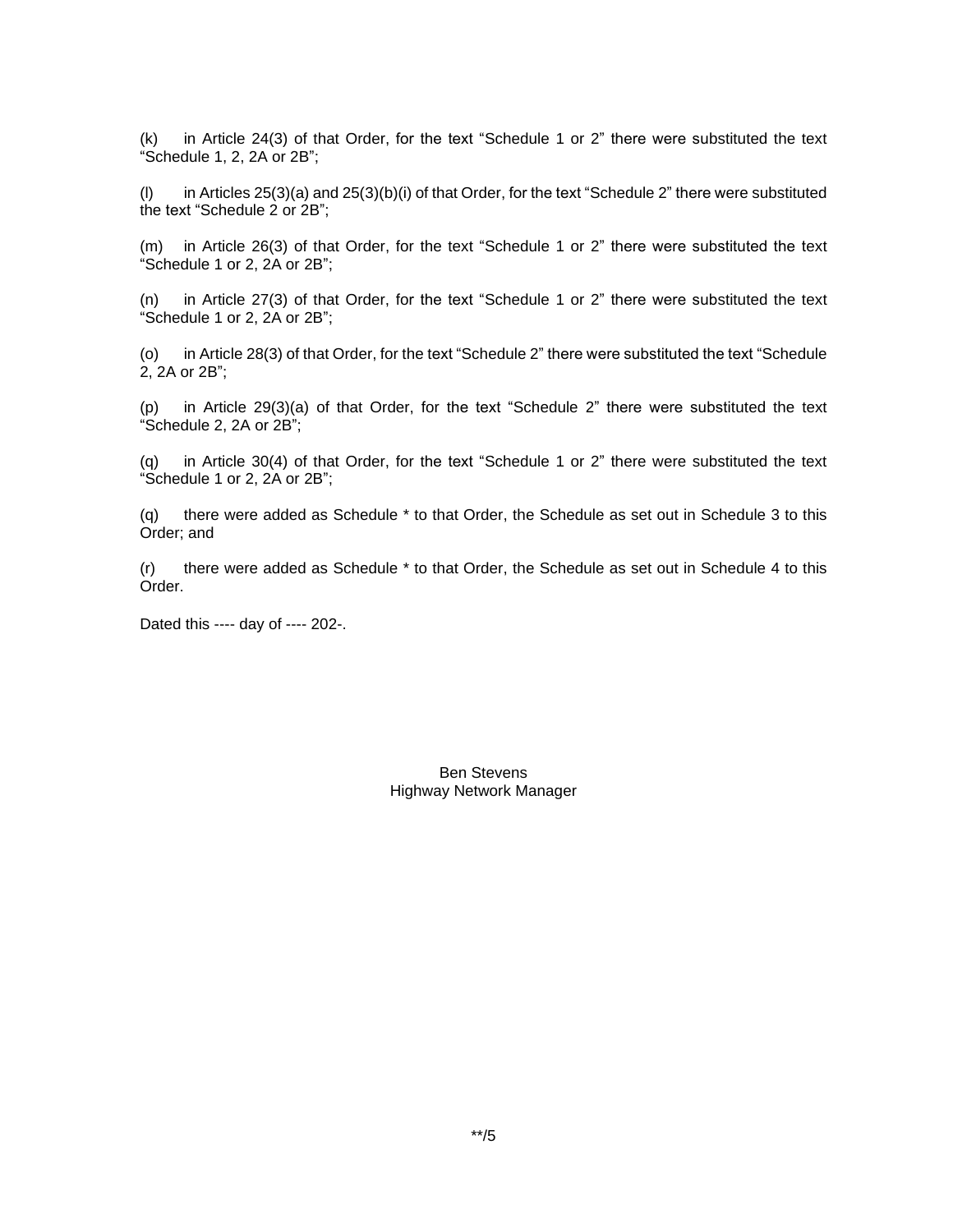(k) in Article 24(3) of that Order, for the text "Schedule 1 or 2" there were substituted the text "Schedule 1, 2, 2A or 2B";

(l) in Articles 25(3)(a) and 25(3)(b)(i) of that Order, for the text "Schedule 2" there were substituted the text "Schedule 2 or 2B";

(m) in Article 26(3) of that Order, for the text "Schedule 1 or 2" there were substituted the text "Schedule 1 or 2, 2A or 2B";

(n) in Article 27(3) of that Order, for the text "Schedule 1 or 2" there were substituted the text "Schedule 1 or 2, 2A or 2B";

(o) in Article 28(3) of that Order, for the text "Schedule 2" there were substituted the text "Schedule 2, 2A or 2B";

(p) in Article 29(3)(a) of that Order, for the text "Schedule 2" there were substituted the text "Schedule 2, 2A or 2B";

(q) in Article 30(4) of that Order, for the text "Schedule 1 or 2" there were substituted the text "Schedule 1 or 2, 2A or 2B";

(q) there were added as Schedule * to that Order, the Schedule as set out in Schedule 3 to this Order; and

(r) there were added as Schedule * to that Order, the Schedule as set out in Schedule 4 to this Order.

Dated this ---- day of ---- 202-.

Ben Stevens
Highway Network Manager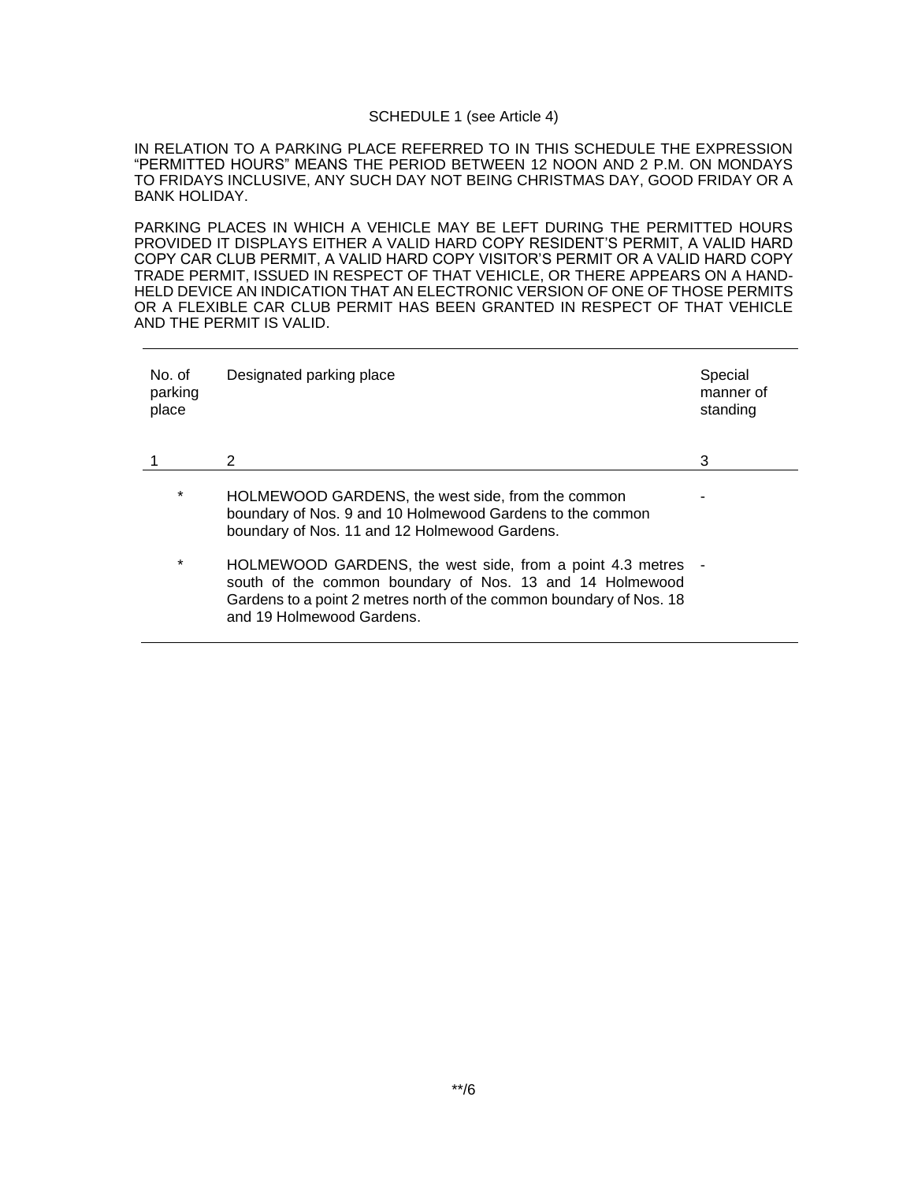SCHEDULE 1 (see Article 4)

IN RELATION TO A PARKING PLACE REFERRED TO IN THIS SCHEDULE THE EXPRESSION "PERMITTED HOURS" MEANS THE PERIOD BETWEEN 12 NOON AND 2 P.M. ON MONDAYS TO FRIDAYS INCLUSIVE, ANY SUCH DAY NOT BEING CHRISTMAS DAY, GOOD FRIDAY OR A BANK HOLIDAY.

PARKING PLACES IN WHICH A VEHICLE MAY BE LEFT DURING THE PERMITTED HOURS PROVIDED IT DISPLAYS EITHER A VALID HARD COPY RESIDENT'S PERMIT, A VALID HARD COPY CAR CLUB PERMIT, A VALID HARD COPY VISITOR'S PERMIT OR A VALID HARD COPY TRADE PERMIT, ISSUED IN RESPECT OF THAT VEHICLE, OR THERE APPEARS ON A HAND-HELD DEVICE AN INDICATION THAT AN ELECTRONIC VERSION OF ONE OF THOSE PERMITS OR A FLEXIBLE CAR CLUB PERMIT HAS BEEN GRANTED IN RESPECT OF THAT VEHICLE AND THE PERMIT IS VALID.

| No. of parking place | Designated parking place | Special manner of standing |
|---|---|---|
| 1 | 2 | 3 |
| * | HOLMEWOOD GARDENS, the west side, from the common boundary of Nos. 9 and 10 Holmewood Gardens to the common boundary of Nos. 11 and 12 Holmewood Gardens. | - |
| * | HOLMEWOOD GARDENS, the west side, from a point 4.3 metres south of the common boundary of Nos. 13 and 14 Holmewood Gardens to a point 2 metres north of the common boundary of Nos. 18 and 19 Holmewood Gardens. | - |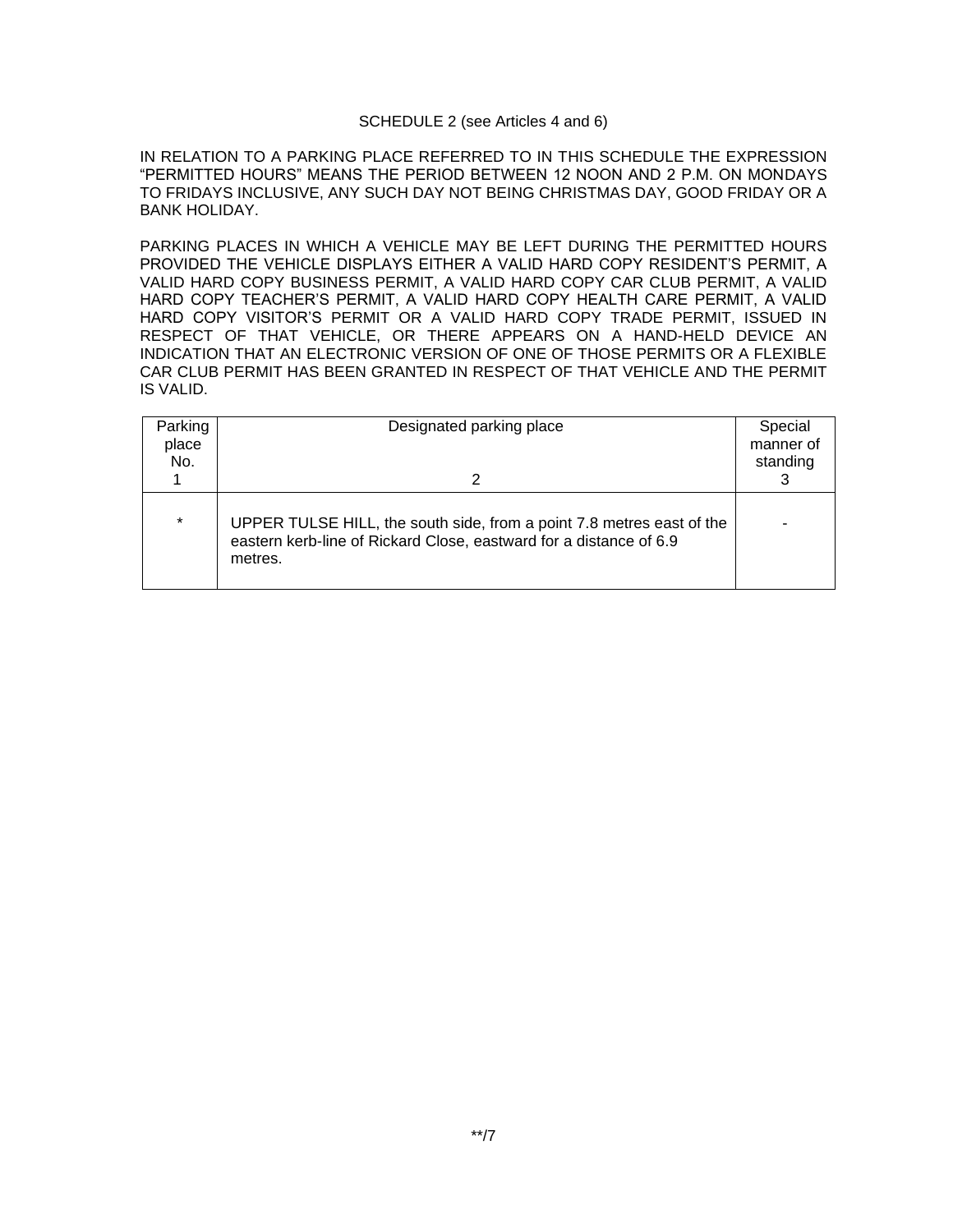SCHEDULE 2 (see Articles 4 and 6)

IN RELATION TO A PARKING PLACE REFERRED TO IN THIS SCHEDULE THE EXPRESSION "PERMITTED HOURS" MEANS THE PERIOD BETWEEN 12 NOON AND 2 P.M. ON MONDAYS TO FRIDAYS INCLUSIVE, ANY SUCH DAY NOT BEING CHRISTMAS DAY, GOOD FRIDAY OR A BANK HOLIDAY.

PARKING PLACES IN WHICH A VEHICLE MAY BE LEFT DURING THE PERMITTED HOURS PROVIDED THE VEHICLE DISPLAYS EITHER A VALID HARD COPY RESIDENT'S PERMIT, A VALID HARD COPY BUSINESS PERMIT, A VALID HARD COPY CAR CLUB PERMIT, A VALID HARD COPY TEACHER'S PERMIT, A VALID HARD COPY HEALTH CARE PERMIT, A VALID HARD COPY VISITOR'S PERMIT OR A VALID HARD COPY TRADE PERMIT, ISSUED IN RESPECT OF THAT VEHICLE, OR THERE APPEARS ON A HAND-HELD DEVICE AN INDICATION THAT AN ELECTRONIC VERSION OF ONE OF THOSE PERMITS OR A FLEXIBLE CAR CLUB PERMIT HAS BEEN GRANTED IN RESPECT OF THAT VEHICLE AND THE PERMIT IS VALID.

| Parking place No. 1 | Designated parking place 2 | Special manner of standing 3 |
|---|---|---|
| * | UPPER TULSE HILL, the south side, from a point 7.8 metres east of the eastern kerb-line of Rickard Close, eastward for a distance of 6.9 metres. | - |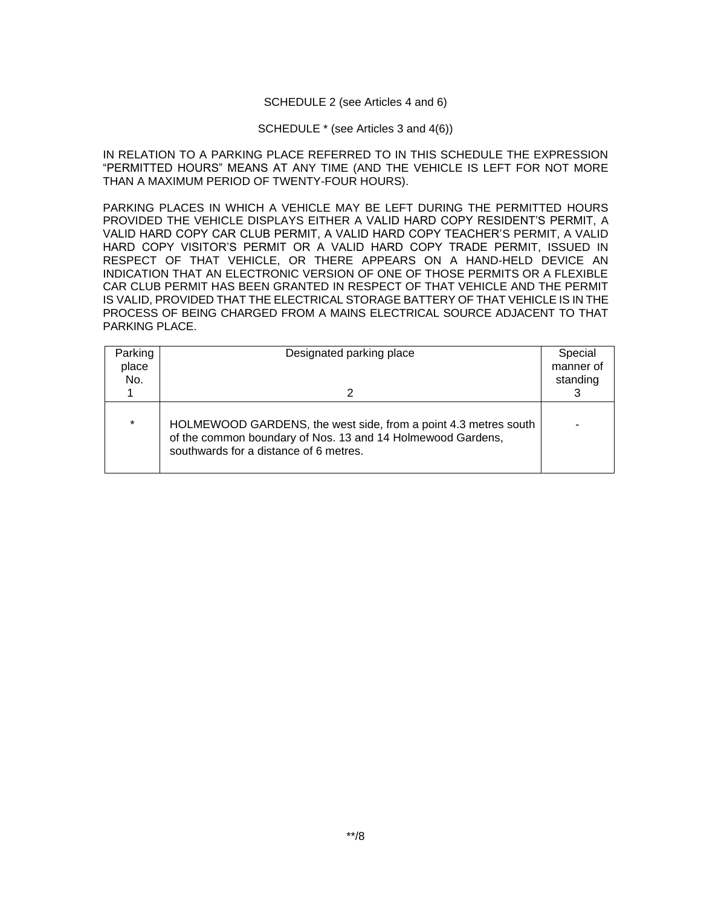SCHEDULE 2 (see Articles 4 and 6)

SCHEDULE * (see Articles 3 and 4(6))

IN RELATION TO A PARKING PLACE REFERRED TO IN THIS SCHEDULE THE EXPRESSION "PERMITTED HOURS" MEANS AT ANY TIME (AND THE VEHICLE IS LEFT FOR NOT MORE THAN A MAXIMUM PERIOD OF TWENTY-FOUR HOURS).

PARKING PLACES IN WHICH A VEHICLE MAY BE LEFT DURING THE PERMITTED HOURS PROVIDED THE VEHICLE DISPLAYS EITHER A VALID HARD COPY RESIDENT'S PERMIT, A VALID HARD COPY CAR CLUB PERMIT, A VALID HARD COPY TEACHER'S PERMIT, A VALID HARD COPY VISITOR'S PERMIT OR A VALID HARD COPY TRADE PERMIT, ISSUED IN RESPECT OF THAT VEHICLE, OR THERE APPEARS ON A HAND-HELD DEVICE AN INDICATION THAT AN ELECTRONIC VERSION OF ONE OF THOSE PERMITS OR A FLEXIBLE CAR CLUB PERMIT HAS BEEN GRANTED IN RESPECT OF THAT VEHICLE AND THE PERMIT IS VALID, PROVIDED THAT THE ELECTRICAL STORAGE BATTERY OF THAT VEHICLE IS IN THE PROCESS OF BEING CHARGED FROM A MAINS ELECTRICAL SOURCE ADJACENT TO THAT PARKING PLACE.

| Parking place No. 1 | Designated parking place 2 | Special manner of standing 3 |
|---|---|---|
| * | HOLMEWOOD GARDENS, the west side, from a point 4.3 metres south of the common boundary of Nos. 13 and 14 Holmewood Gardens, southwards for a distance of 6 metres. | - |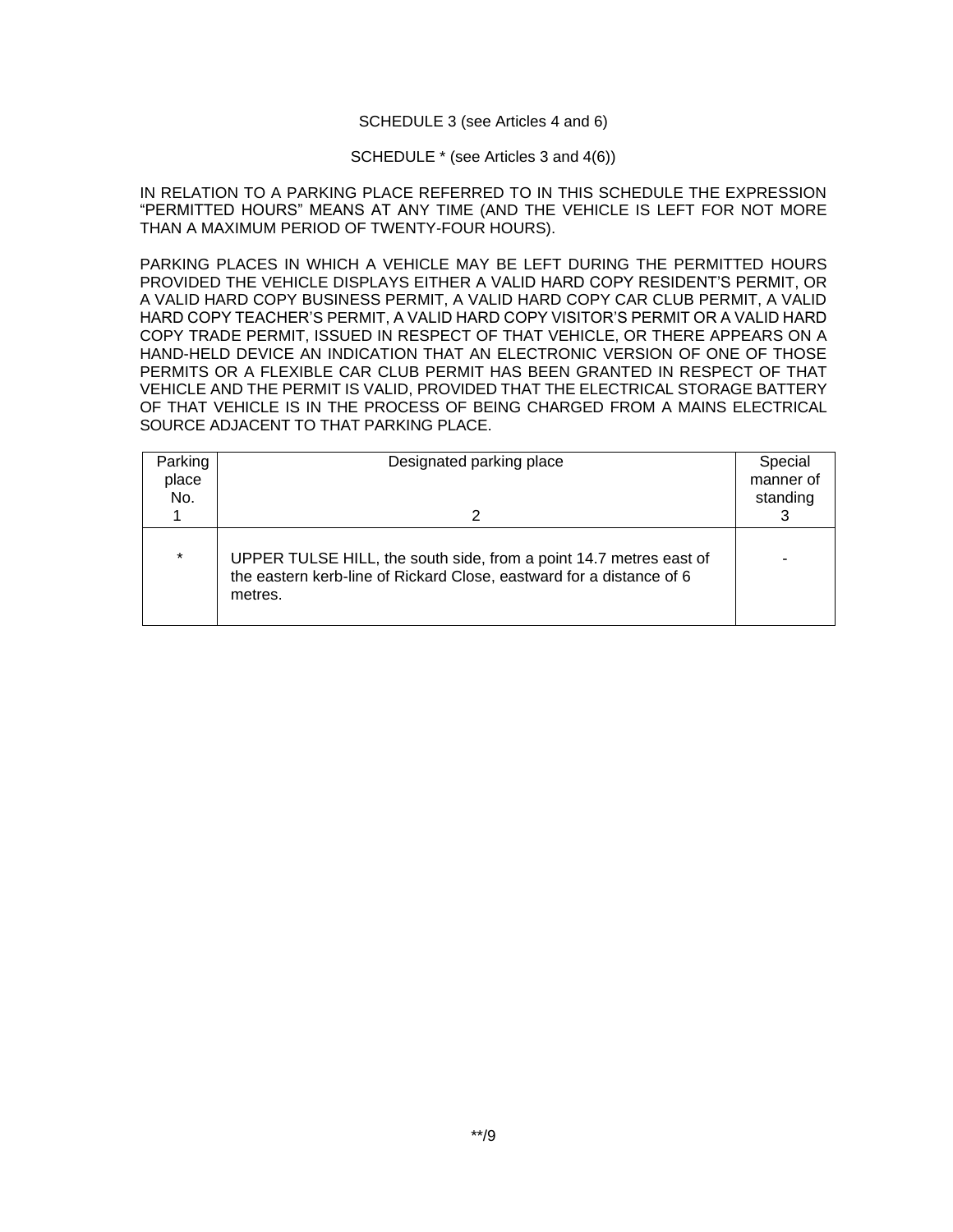SCHEDULE 3 (see Articles 4 and 6)

SCHEDULE * (see Articles 3 and 4(6))

IN RELATION TO A PARKING PLACE REFERRED TO IN THIS SCHEDULE THE EXPRESSION "PERMITTED HOURS" MEANS AT ANY TIME (AND THE VEHICLE IS LEFT FOR NOT MORE THAN A MAXIMUM PERIOD OF TWENTY-FOUR HOURS).

PARKING PLACES IN WHICH A VEHICLE MAY BE LEFT DURING THE PERMITTED HOURS PROVIDED THE VEHICLE DISPLAYS EITHER A VALID HARD COPY RESIDENT'S PERMIT, OR A VALID HARD COPY BUSINESS PERMIT, A VALID HARD COPY CAR CLUB PERMIT, A VALID HARD COPY TEACHER'S PERMIT, A VALID HARD COPY VISITOR'S PERMIT OR A VALID HARD COPY TRADE PERMIT, ISSUED IN RESPECT OF THAT VEHICLE, OR THERE APPEARS ON A HAND-HELD DEVICE AN INDICATION THAT AN ELECTRONIC VERSION OF ONE OF THOSE PERMITS OR A FLEXIBLE CAR CLUB PERMIT HAS BEEN GRANTED IN RESPECT OF THAT VEHICLE AND THE PERMIT IS VALID, PROVIDED THAT THE ELECTRICAL STORAGE BATTERY OF THAT VEHICLE IS IN THE PROCESS OF BEING CHARGED FROM A MAINS ELECTRICAL SOURCE ADJACENT TO THAT PARKING PLACE.

| Parking place No. 1 | Designated parking place 2 | Special manner of standing 3 |
|---|---|---|
| * | UPPER TULSE HILL, the south side, from a point 14.7 metres east of the eastern kerb-line of Rickard Close, eastward for a distance of 6 metres. | - |

**/9